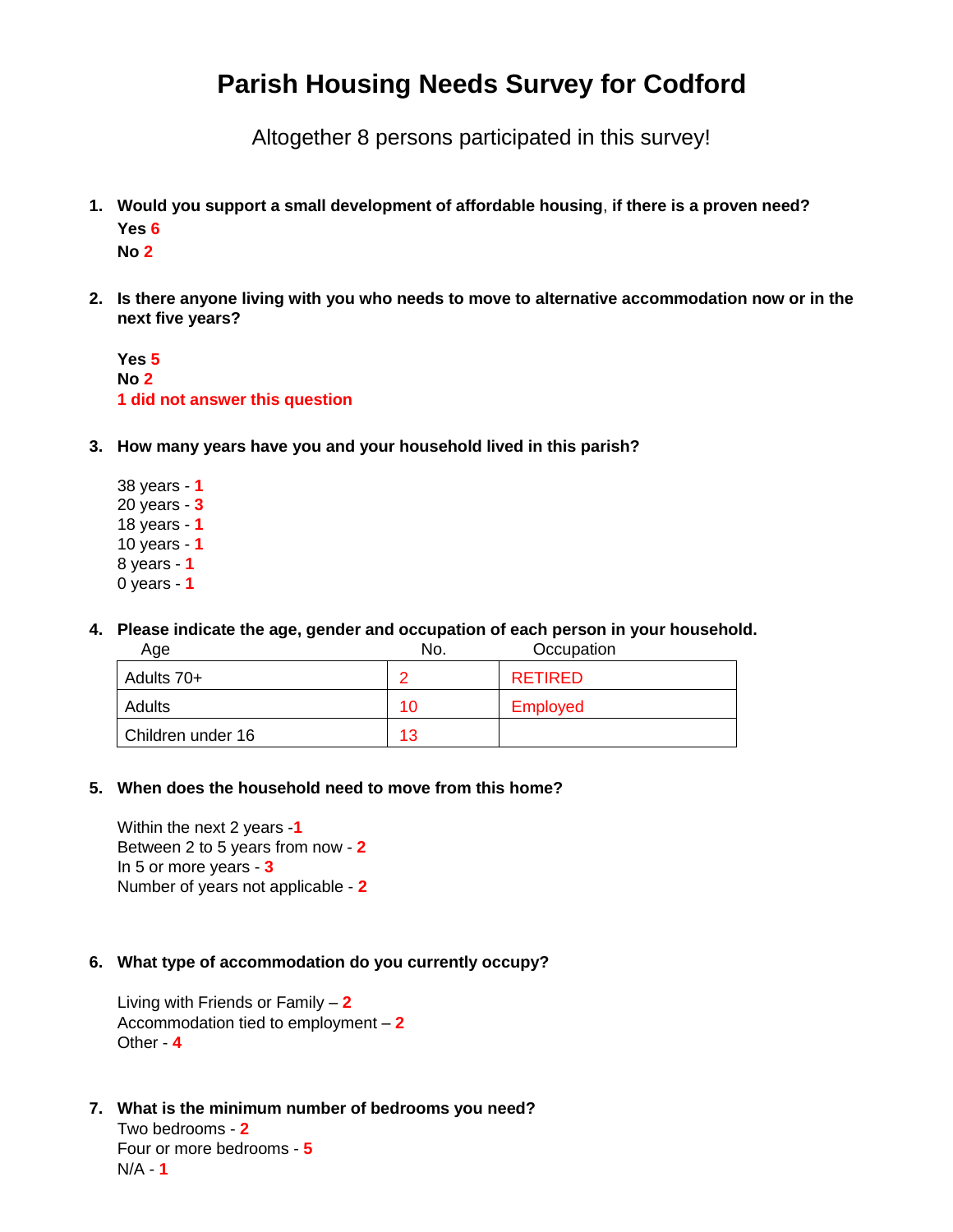# Parish Housing Needs Survey for Codford

Altogether 8 persons participated in this survey!

1. **Would you support a small development of affordable housing, if there is a proven need?**

   **Yes 6**

   **No 2**

2. **Is there anyone living with you who needs to move to alternative accommodation now or in the next five years?**

   **Yes 5**
   **No 2**
   **1 did not answer this question**

3. **How many years have you and your household lived in this parish?**

   38 years - **1**
   20 years - **3**
   18 years - **1**
   10 years - **1**
   8 years - **1**
   0 years - **1**

4. **Please indicate the age, gender and occupation of each person in your household.**

| Age | No. | Occupation |
|---|---|---|
| Adults 70+ | 2 | RETIRED |
| Adults | 10 | Employed |
| Children under 16 | 13 | |

5. **When does the household need to move from this home?**

   Within the next 2 years -**1**
   Between 2 to 5 years from now - **2**
   In 5 or more years - **3**
   Number of years not applicable - **2**

6. **What type of accommodation do you currently occupy?**

   Living with Friends or Family – **2**
   Accommodation tied to employment – **2**
   Other - **4**

7. **What is the minimum number of bedrooms you need?**
   Two bedrooms - **2**
   Four or more bedrooms - **5**
   N/A - **1**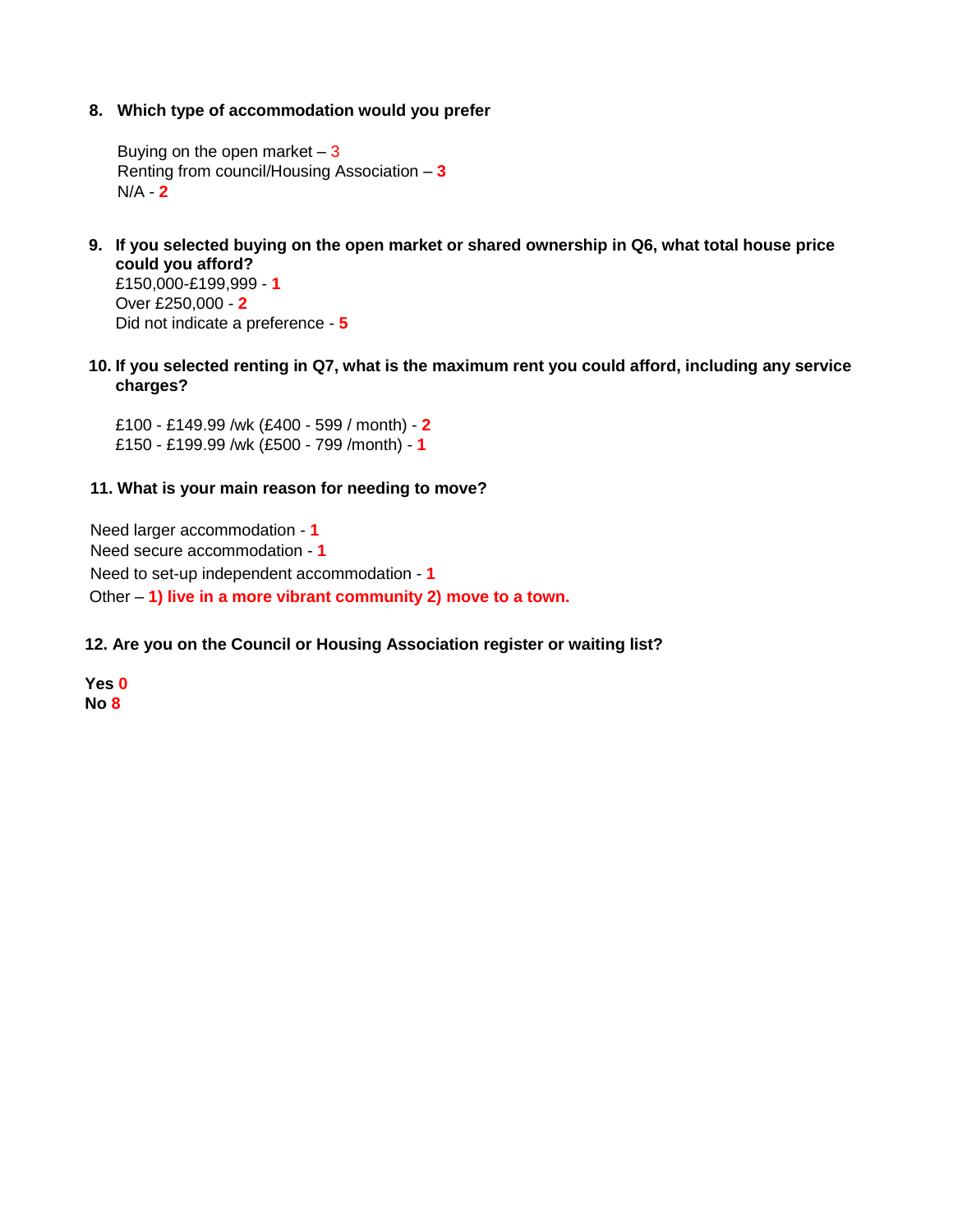8. **Which type of accommodation would you prefer**

   Buying on the open market – 3
   Renting from council/Housing Association – **3**
   N/A - **2**

9. **If you selected buying on the open market or shared ownership in Q6, what total house price could you afford?**
   £150,000-£199,999 - **1**
   Over £250,000 - **2**
   Did not indicate a preference - **5**

10. **If you selected renting in Q7, what is the maximum rent you could afford, including any service charges?**

    £100 - £149.99 /wk (£400 - 599 / month) - **2**
    £150 - £199.99 /wk (£500 - 799 /month) - **1**

**11. What is your main reason for needing to move?**

Need larger accommodation - **1**
Need secure accommodation - **1**
Need to set-up independent accommodation - **1**
Other – **1) live in a more vibrant community 2) move to a town.**

**12. Are you on the Council or Housing Association register or waiting list?**

**Yes 0**
**No 8**